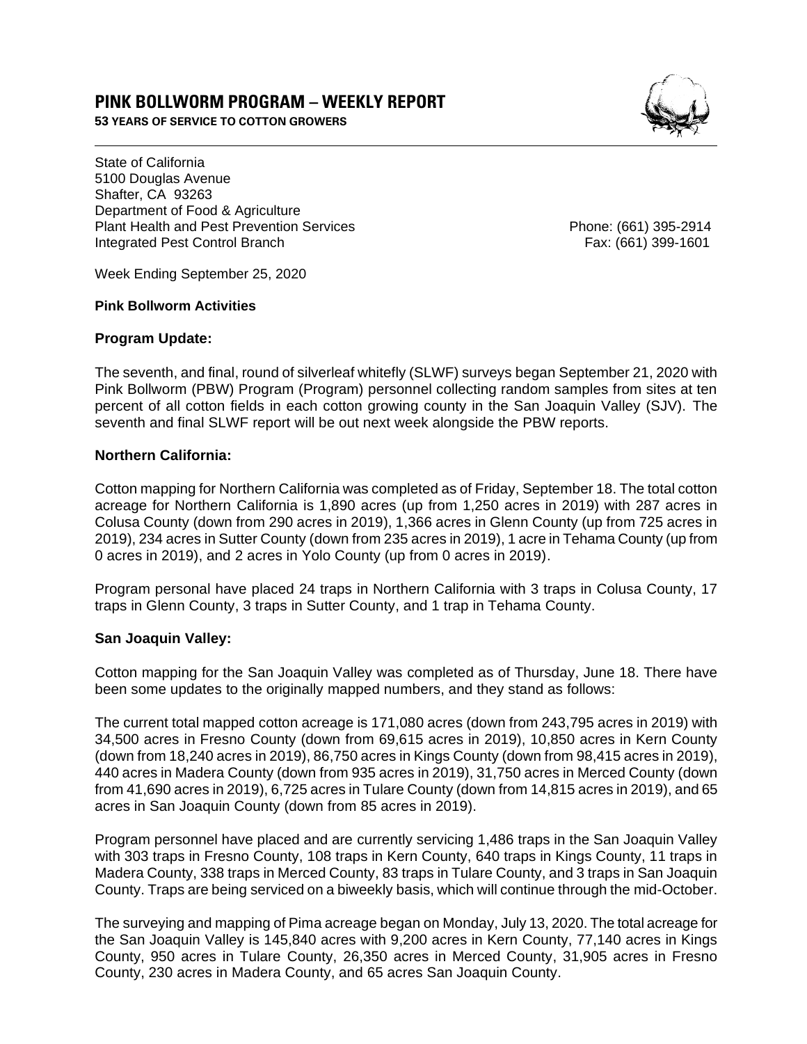# PINK BOLLWORM PROGRAM – WEEKLY REPORT

**53 YEARS OF SERVICE TO COTTON GROWERS**

State of California
5100 Douglas Avenue
Shafter, CA 93263
Department of Food & Agriculture
Plant Health and Pest Prevention Services
Integrated Pest Control Branch

Phone: (661) 395-2914
Fax: (661) 399-1601

Week Ending September 25, 2020

**Pink Bollworm Activities**

**Program Update:**

The seventh, and final, round of silverleaf whitefly (SLWF) surveys began September 21, 2020 with Pink Bollworm (PBW) Program (Program) personnel collecting random samples from sites at ten percent of all cotton fields in each cotton growing county in the San Joaquin Valley (SJV). The seventh and final SLWF report will be out next week alongside the PBW reports.

**Northern California:**

Cotton mapping for Northern California was completed as of Friday, September 18. The total cotton acreage for Northern California is 1,890 acres (up from 1,250 acres in 2019) with 287 acres in Colusa County (down from 290 acres in 2019), 1,366 acres in Glenn County (up from 725 acres in 2019), 234 acres in Sutter County (down from 235 acres in 2019), 1 acre in Tehama County (up from 0 acres in 2019), and 2 acres in Yolo County (up from 0 acres in 2019).

Program personal have placed 24 traps in Northern California with 3 traps in Colusa County, 17 traps in Glenn County, 3 traps in Sutter County, and 1 trap in Tehama County.

**San Joaquin Valley:**

Cotton mapping for the San Joaquin Valley was completed as of Thursday, June 18. There have been some updates to the originally mapped numbers, and they stand as follows:

The current total mapped cotton acreage is 171,080 acres (down from 243,795 acres in 2019) with 34,500 acres in Fresno County (down from 69,615 acres in 2019), 10,850 acres in Kern County (down from 18,240 acres in 2019), 86,750 acres in Kings County (down from 98,415 acres in 2019), 440 acres in Madera County (down from 935 acres in 2019), 31,750 acres in Merced County (down from 41,690 acres in 2019), 6,725 acres in Tulare County (down from 14,815 acres in 2019), and 65 acres in San Joaquin County (down from 85 acres in 2019).

Program personnel have placed and are currently servicing 1,486 traps in the San Joaquin Valley with 303 traps in Fresno County, 108 traps in Kern County, 640 traps in Kings County, 11 traps in Madera County, 338 traps in Merced County, 83 traps in Tulare County, and 3 traps in San Joaquin County. Traps are being serviced on a biweekly basis, which will continue through the mid-October.

The surveying and mapping of Pima acreage began on Monday, July 13, 2020. The total acreage for the San Joaquin Valley is 145,840 acres with 9,200 acres in Kern County, 77,140 acres in Kings County, 950 acres in Tulare County, 26,350 acres in Merced County, 31,905 acres in Fresno County, 230 acres in Madera County, and 65 acres San Joaquin County.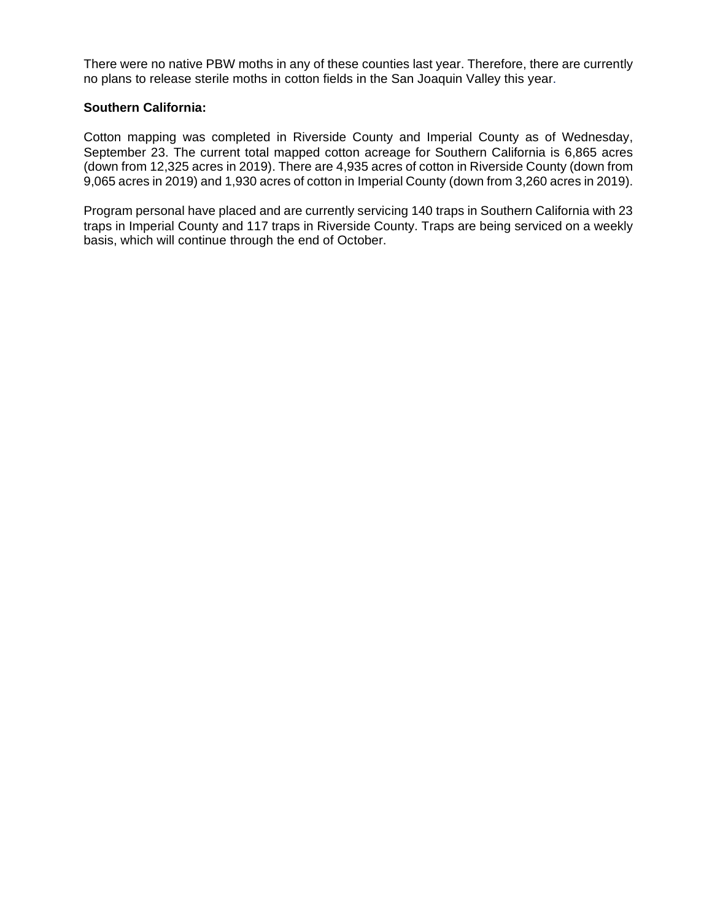There were no native PBW moths in any of these counties last year. Therefore, there are currently no plans to release sterile moths in cotton fields in the San Joaquin Valley this year.

**Southern California:**

Cotton mapping was completed in Riverside County and Imperial County as of Wednesday, September 23. The current total mapped cotton acreage for Southern California is 6,865 acres (down from 12,325 acres in 2019). There are 4,935 acres of cotton in Riverside County (down from 9,065 acres in 2019) and 1,930 acres of cotton in Imperial County (down from 3,260 acres in 2019).

Program personal have placed and are currently servicing 140 traps in Southern California with 23 traps in Imperial County and 117 traps in Riverside County. Traps are being serviced on a weekly basis, which will continue through the end of October.